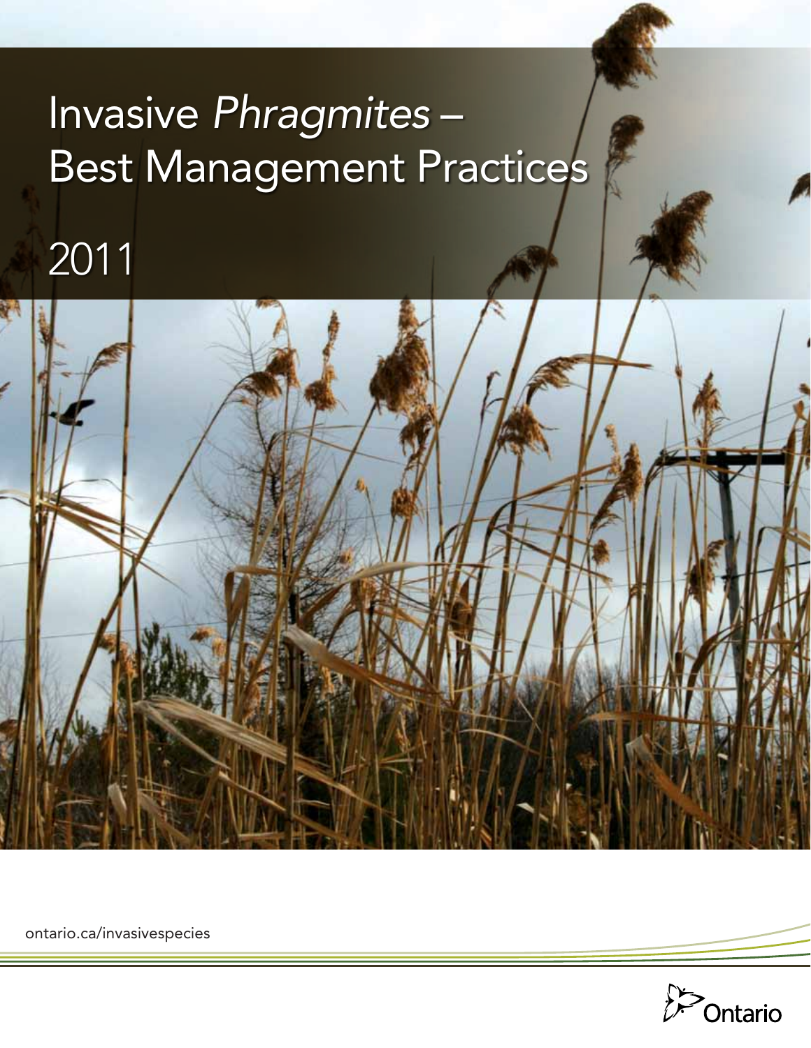# Invasive *Phragmites* – Best Management Practices

2011

ontario.ca/invasivespecies

Ontario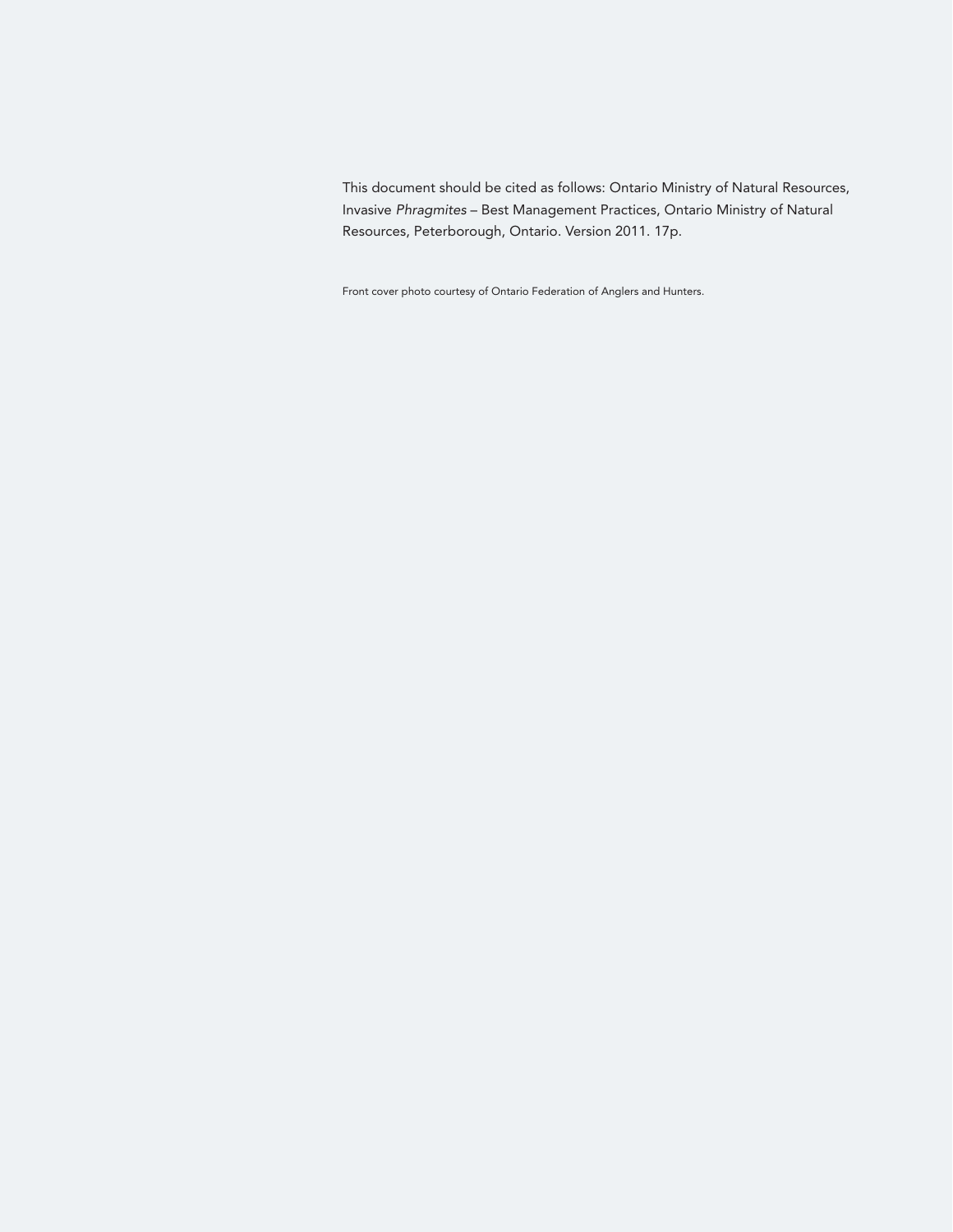This document should be cited as follows: Ontario Ministry of Natural Resources, Invasive *Phragmites* – Best Management Practices, Ontario Ministry of Natural Resources, Peterborough, Ontario. Version 2011. 17p.

Front cover photo courtesy of Ontario Federation of Anglers and Hunters.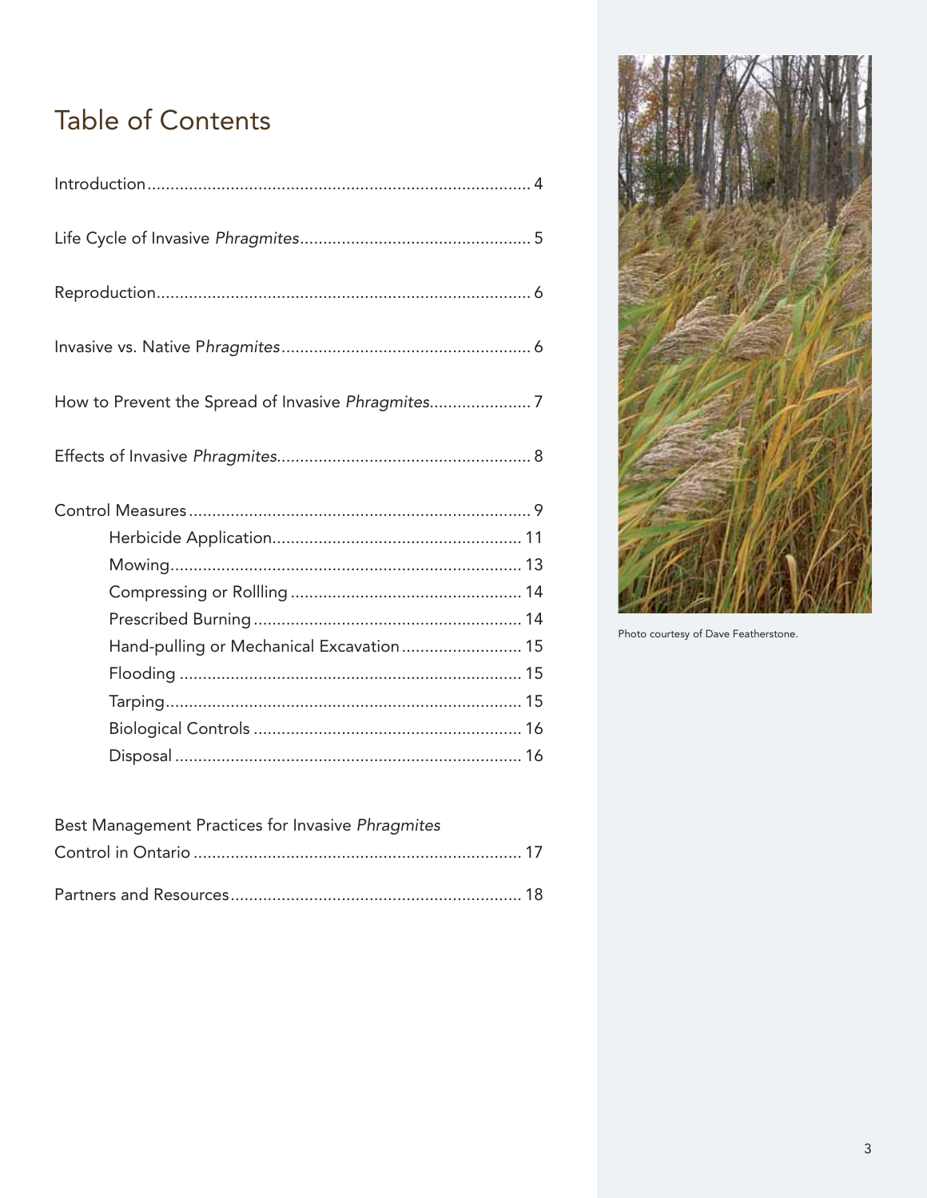# Table of Contents

Introduction........................................................................... 4

Life Cycle of Invasive *Phragmites*................................................. 5

Reproduction........................................................................... 6

Invasive vs. Native P*hragmites*..................................................... 6

How to Prevent the Spread of Invasive *Phragmites*...................... 7

Effects of Invasive *Phragmites*...................................................... 8

Control Measures.................................................................... 9
- Herbicide Application..................................................... 11
- Mowing........................................................................... 13
- Compressing or Rollling .................................................. 14
- Prescribed Burning.......................................................... 14
- Hand-pulling or Mechanical Excavation.......................... 15
- Flooding .......................................................................... 15
- Tarping............................................................................ 15
- Biological Controls .......................................................... 16
- Disposal........................................................................... 16

Best Management Practices for Invasive *Phragmites* Control in Ontario....................................................................... 17

Partners and Resources.............................................................. 18

Photo courtesy of Dave Featherstone.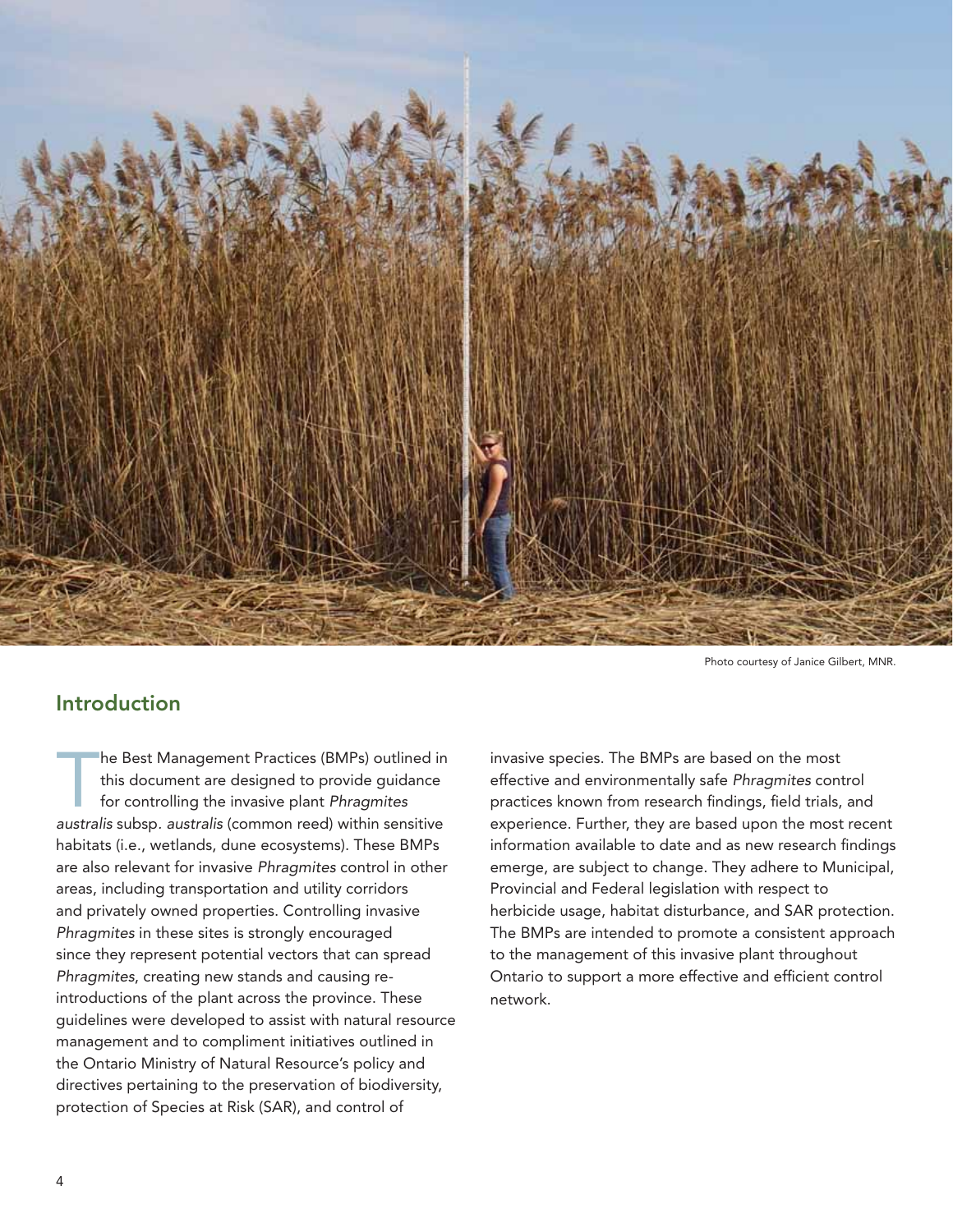Photo courtesy of Janice Gilbert, MNR.

## Introduction

The Best Management Practices (BMPs) outlined in this document are designed to provide guidance for controlling the invasive plant *Phragmites australis* subsp. *australis* (common reed) within sensitive habitats (i.e., wetlands, dune ecosystems). These BMPs are also relevant for invasive *Phragmites* control in other areas, including transportation and utility corridors and privately owned properties. Controlling invasive *Phragmites* in these sites is strongly encouraged since they represent potential vectors that can spread *Phragmites*, creating new stands and causing re-introductions of the plant across the province. These guidelines were developed to assist with natural resource management and to compliment initiatives outlined in the Ontario Ministry of Natural Resource's policy and directives pertaining to the preservation of biodiversity, protection of Species at Risk (SAR), and control of invasive species. The BMPs are based on the most effective and environmentally safe *Phragmites* control practices known from research findings, field trials, and experience. Further, they are based upon the most recent information available to date and as new research findings emerge, are subject to change. They adhere to Municipal, Provincial and Federal legislation with respect to herbicide usage, habitat disturbance, and SAR protection. The BMPs are intended to promote a consistent approach to the management of this invasive plant throughout Ontario to support a more effective and efficient control network.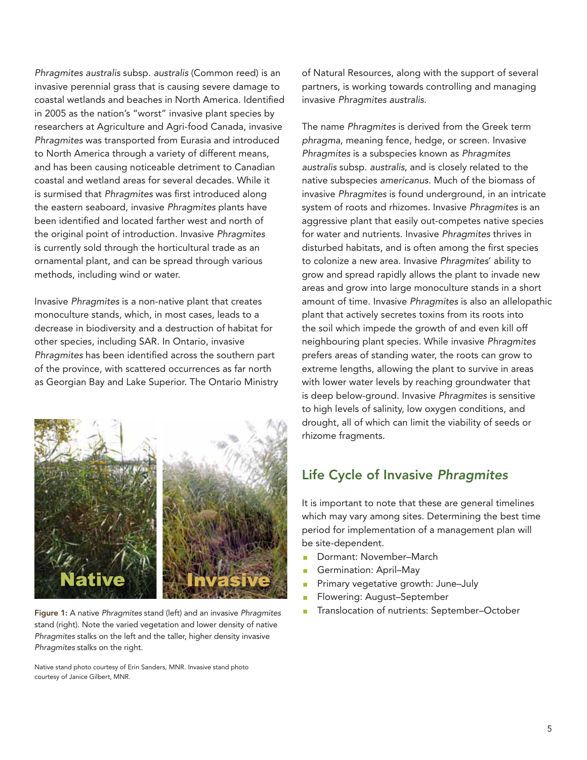*Phragmites australis* subsp. *australis* (Common reed) is an invasive perennial grass that is causing severe damage to coastal wetlands and beaches in North America. Identified in 2005 as the nation's "worst" invasive plant species by researchers at Agriculture and Agri-food Canada, invasive *Phragmites* was transported from Eurasia and introduced to North America through a variety of different means, and has been causing noticeable detriment to Canadian coastal and wetland areas for several decades. While it is surmised that *Phragmites* was first introduced along the eastern seaboard, invasive *Phragmites* plants have been identified and located farther west and north of the original point of introduction. Invasive *Phragmites* is currently sold through the horticultural trade as an ornamental plant, and can be spread through various methods, including wind or water.

Invasive *Phragmites* is a non-native plant that creates monoculture stands, which, in most cases, leads to a decrease in biodiversity and a destruction of habitat for other species, including SAR. In Ontario, invasive *Phragmites* has been identified across the southern part of the province, with scattered occurrences as far north as Georgian Bay and Lake Superior. The Ontario Ministry of Natural Resources, along with the support of several partners, is working towards controlling and managing invasive *Phragmites australis*.

**Figure 1:** A native *Phragmites* stand (left) and an invasive *Phragmites* stand (right). Note the varied vegetation and lower density of native *Phragmites* stalks on the left and the taller, higher density invasive *Phragmites* stalks on the right.

Native stand photo courtesy of Erin Sanders, MNR. Invasive stand photo courtesy of Janice Gilbert, MNR.

The name *Phragmites* is derived from the Greek term *phragma*, meaning fence, hedge, or screen. Invasive *Phragmites* is a subspecies known as *Phragmites australis* subsp. *australis*, and is closely related to the native subspecies *americanus*. Much of the biomass of invasive *Phragmites* is found underground, in an intricate system of roots and rhizomes. Invasive *Phragmites* is an aggressive plant that easily out-competes native species for water and nutrients. Invasive *Phragmites* thrives in disturbed habitats, and is often among the first species to colonize a new area. Invasive *Phragmites*' ability to grow and spread rapidly allows the plant to invade new areas and grow into large monoculture stands in a short amount of time. Invasive *Phragmites* is also an allelopathic plant that actively secretes toxins from its roots into the soil which impede the growth of and even kill off neighbouring plant species. While invasive *Phragmites* prefers areas of standing water, the roots can grow to extreme lengths, allowing the plant to survive in areas with lower water levels by reaching groundwater that is deep below-ground. Invasive *Phragmites* is sensitive to high levels of salinity, low oxygen conditions, and drought, all of which can limit the viability of seeds or rhizome fragments.

## Life Cycle of Invasive *Phragmites*

It is important to note that these are general timelines which may vary among sites. Determining the best time period for implementation of a management plan will be site-dependent.

- Dormant: November–March
- Germination: April–May
- Primary vegetative growth: June–July
- Flowering: August–September
- Translocation of nutrients: September–October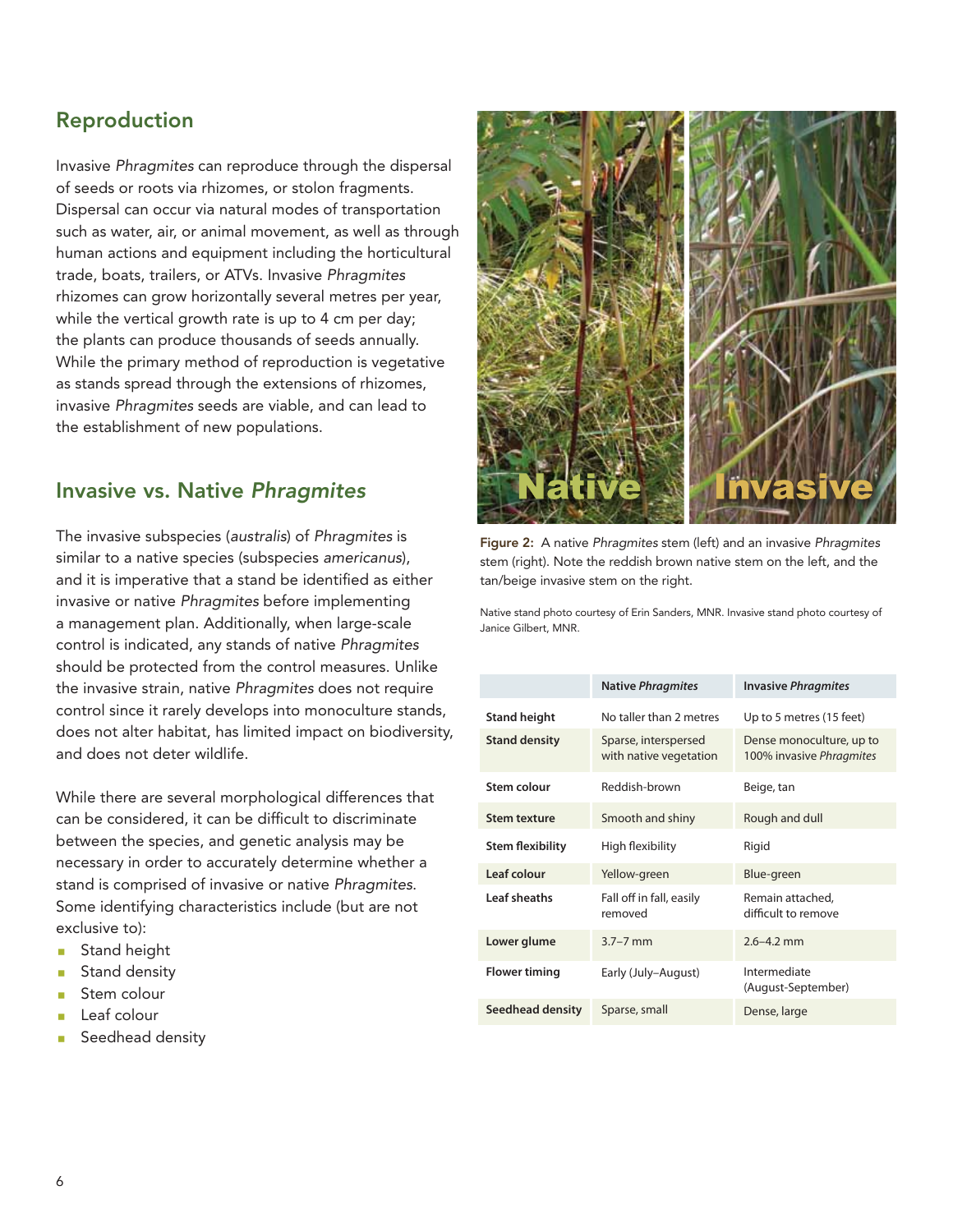## Reproduction

Invasive *Phragmites* can reproduce through the dispersal of seeds or roots via rhizomes, or stolon fragments. Dispersal can occur via natural modes of transportation such as water, air, or animal movement, as well as through human actions and equipment including the horticultural trade, boats, trailers, or ATVs. Invasive *Phragmites* rhizomes can grow horizontally several metres per year, while the vertical growth rate is up to 4 cm per day; the plants can produce thousands of seeds annually. While the primary method of reproduction is vegetative as stands spread through the extensions of rhizomes, invasive *Phragmites* seeds are viable, and can lead to the establishment of new populations.

## Invasive vs. Native *Phragmites*

The invasive subspecies (*australis*) of *Phragmites* is similar to a native species (subspecies *americanus*), and it is imperative that a stand be identified as either invasive or native *Phragmites* before implementing a management plan. Additionally, when large-scale control is indicated, any stands of native *Phragmites* should be protected from the control measures. Unlike the invasive strain, native *Phragmites* does not require control since it rarely develops into monoculture stands, does not alter habitat, has limited impact on biodiversity, and does not deter wildlife.

While there are several morphological differences that can be considered, it can be difficult to discriminate between the species, and genetic analysis may be necessary in order to accurately determine whether a stand is comprised of invasive or native *Phragmites*. Some identifying characteristics include (but are not exclusive to):

- Stand height
- Stand density
- Stem colour
- Leaf colour
- Seedhead density

**Figure 2:** A native *Phragmites* stem (left) and an invasive *Phragmites* stem (right). Note the reddish brown native stem on the left, and the tan/beige invasive stem on the right.

Native stand photo courtesy of Erin Sanders, MNR. Invasive stand photo courtesy of Janice Gilbert, MNR.

| | Native *Phragmites* | Invasive *Phragmites* |
|---|---|---|
| **Stand height** | No taller than 2 metres | Up to 5 metres (15 feet) |
| **Stand density** | Sparse, interspersed with native vegetation | Dense monoculture, up to 100% invasive *Phragmites* |
| **Stem colour** | Reddish-brown | Beige, tan |
| **Stem texture** | Smooth and shiny | Rough and dull |
| **Stem flexibility** | High flexibility | Rigid |
| **Leaf colour** | Yellow-green | Blue-green |
| **Leaf sheaths** | Fall off in fall, easily removed | Remain attached, difficult to remove |
| **Lower glume** | 3.7–7 mm | 2.6–4.2 mm |
| **Flower timing** | Early (July–August) | Intermediate (August-September) |
| **Seedhead density** | Sparse, small | Dense, large |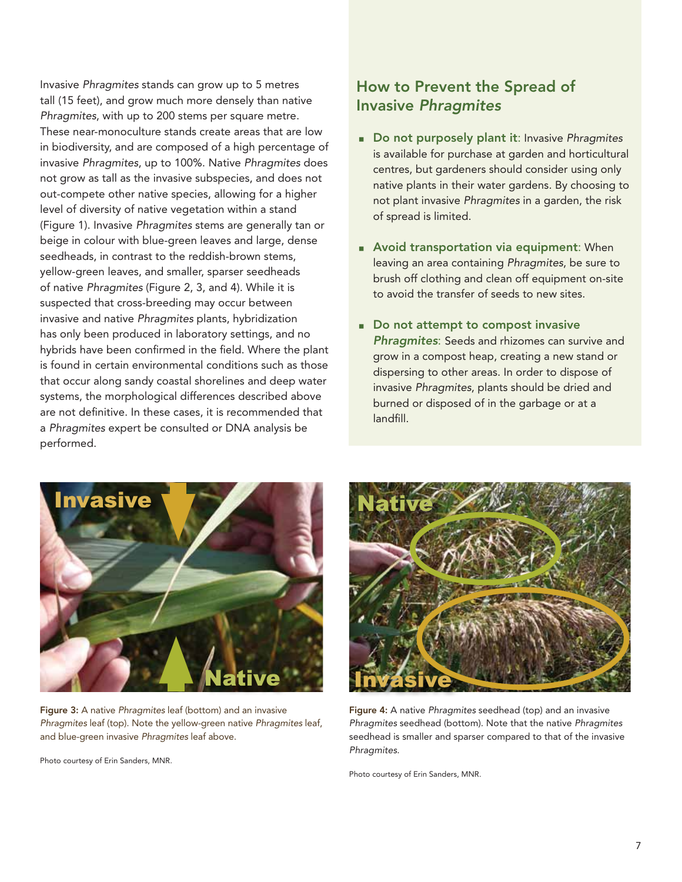Invasive *Phragmites* stands can grow up to 5 metres tall (15 feet), and grow much more densely than native *Phragmites*, with up to 200 stems per square metre. These near-monoculture stands create areas that are low in biodiversity, and are composed of a high percentage of invasive *Phragmites*, up to 100%. Native *Phragmites* does not grow as tall as the invasive subspecies, and does not out-compete other native species, allowing for a higher level of diversity of native vegetation within a stand (Figure 1). Invasive *Phragmites* stems are generally tan or beige in colour with blue-green leaves and large, dense seedheads, in contrast to the reddish-brown stems, yellow-green leaves, and smaller, sparser seedheads of native *Phragmites* (Figure 2, 3, and 4). While it is suspected that cross-breeding may occur between invasive and native *Phragmites* plants, hybridization has only been produced in laboratory settings, and no hybrids have been confirmed in the field. Where the plant is found in certain environmental conditions such as those that occur along sandy coastal shorelines and deep water systems, the morphological differences described above are not definitive. In these cases, it is recommended that a *Phragmites* expert be consulted or DNA analysis be performed.

## How to Prevent the Spread of Invasive *Phragmites*

- **Do not purposely plant it**: Invasive *Phragmites* is available for purchase at garden and horticultural centres, but gardeners should consider using only native plants in their water gardens. By choosing to not plant invasive *Phragmites* in a garden, the risk of spread is limited.
- **Avoid transportation via equipment**: When leaving an area containing *Phragmites*, be sure to brush off clothing and clean off equipment on-site to avoid the transfer of seeds to new sites.
- **Do not attempt to compost invasive *Phragmites***: Seeds and rhizomes can survive and grow in a compost heap, creating a new stand or dispersing to other areas. In order to dispose of invasive *Phragmites*, plants should be dried and burned or disposed of in the garbage or at a landfill.

**Figure 3:** A native *Phragmites* leaf (bottom) and an invasive *Phragmites* leaf (top). Note the yellow-green native *Phragmites* leaf, and blue-green invasive *Phragmites* leaf above.

Photo courtesy of Erin Sanders, MNR.

**Figure 4:** A native *Phragmites* seedhead (top) and an invasive *Phragmites* seedhead (bottom). Note that the native *Phragmites* seedhead is smaller and sparser compared to that of the invasive *Phragmites*.

Photo courtesy of Erin Sanders, MNR.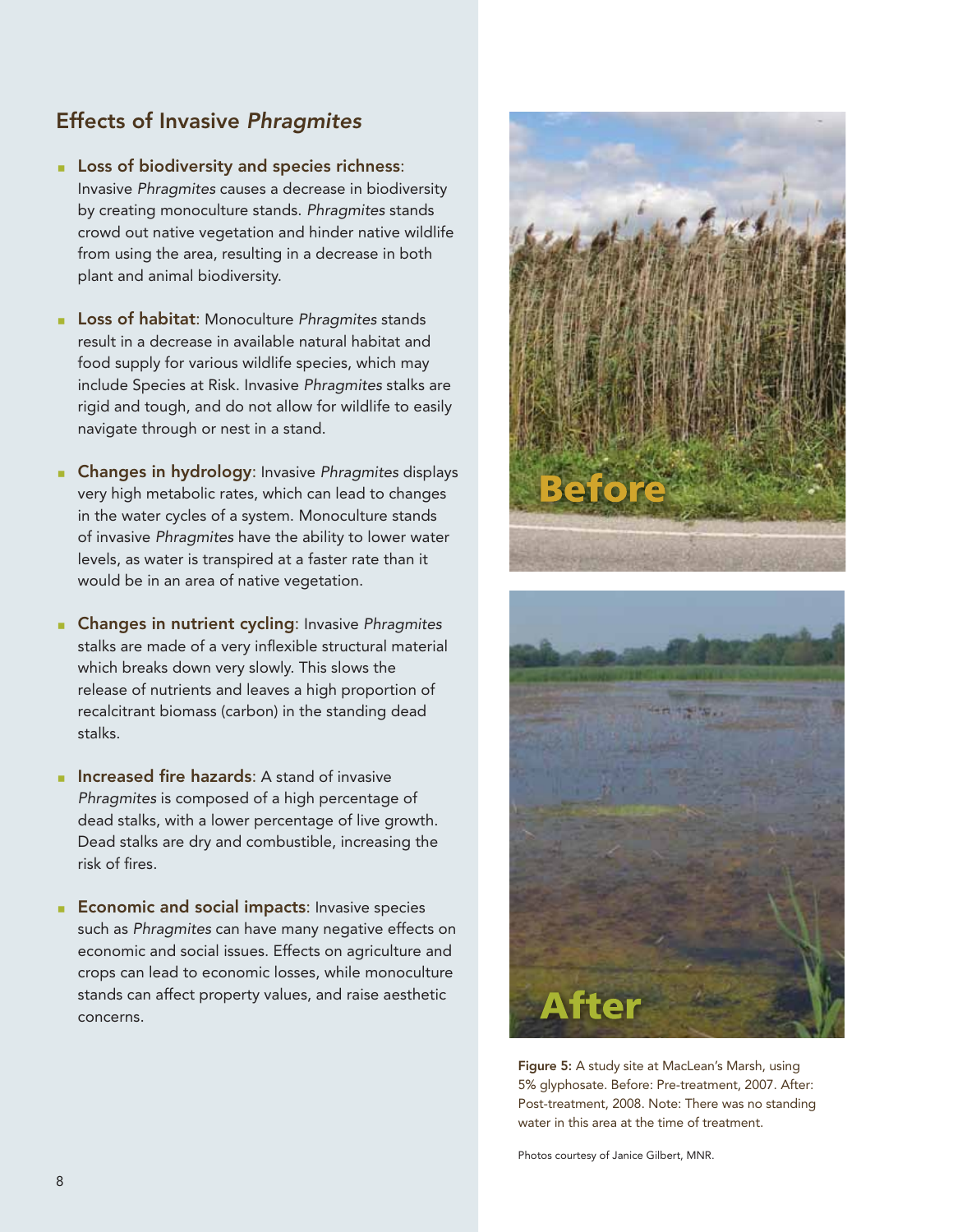## Effects of Invasive *Phragmites*

- **Loss of biodiversity and species richness**: Invasive *Phragmites* causes a decrease in biodiversity by creating monoculture stands. *Phragmites* stands crowd out native vegetation and hinder native wildlife from using the area, resulting in a decrease in both plant and animal biodiversity.
- **Loss of habitat**: Monoculture *Phragmites* stands result in a decrease in available natural habitat and food supply for various wildlife species, which may include Species at Risk. Invasive *Phragmites* stalks are rigid and tough, and do not allow for wildlife to easily navigate through or nest in a stand.
- **Changes in hydrology**: Invasive *Phragmites* displays very high metabolic rates, which can lead to changes in the water cycles of a system. Monoculture stands of invasive *Phragmites* have the ability to lower water levels, as water is transpired at a faster rate than it would be in an area of native vegetation.
- **Changes in nutrient cycling**: Invasive *Phragmites* stalks are made of a very inflexible structural material which breaks down very slowly. This slows the release of nutrients and leaves a high proportion of recalcitrant biomass (carbon) in the standing dead stalks.
- **Increased fire hazards**: A stand of invasive *Phragmites* is composed of a high percentage of dead stalks, with a lower percentage of live growth. Dead stalks are dry and combustible, increasing the risk of fires.
- **Economic and social impacts**: Invasive species such as *Phragmites* can have many negative effects on economic and social issues. Effects on agriculture and crops can lead to economic losses, while monoculture stands can affect property values, and raise aesthetic concerns.

Before

After

**Figure 5:** A study site at MacLean's Marsh, using 5% glyphosate. Before: Pre-treatment, 2007. After: Post-treatment, 2008. Note: There was no standing water in this area at the time of treatment.

Photos courtesy of Janice Gilbert, MNR.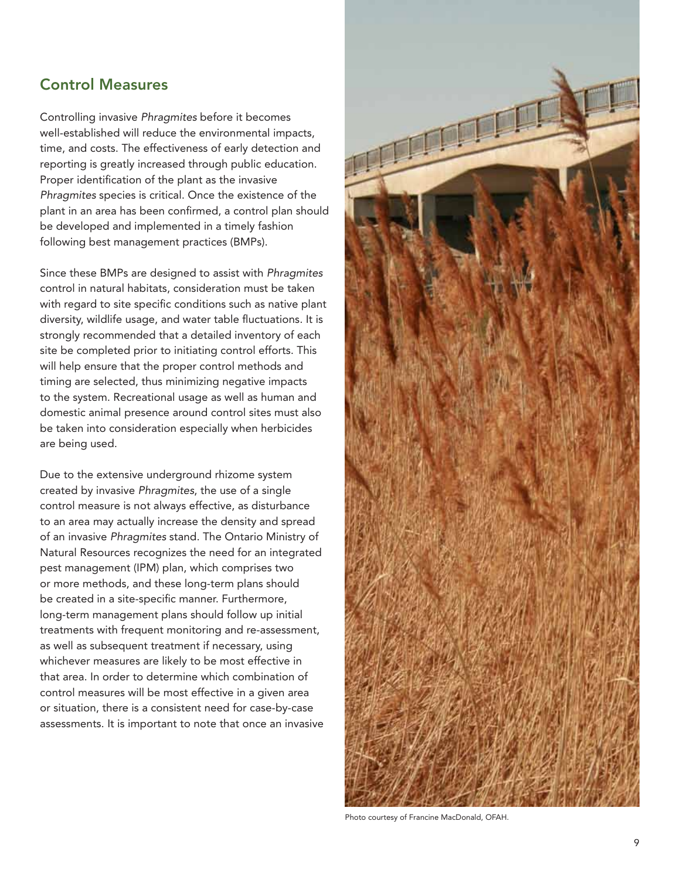## Control Measures

Controlling invasive *Phragmites* before it becomes well-established will reduce the environmental impacts, time, and costs. The effectiveness of early detection and reporting is greatly increased through public education. Proper identification of the plant as the invasive *Phragmites* species is critical. Once the existence of the plant in an area has been confirmed, a control plan should be developed and implemented in a timely fashion following best management practices (BMPs).

Since these BMPs are designed to assist with *Phragmites* control in natural habitats, consideration must be taken with regard to site specific conditions such as native plant diversity, wildlife usage, and water table fluctuations. It is strongly recommended that a detailed inventory of each site be completed prior to initiating control efforts. This will help ensure that the proper control methods and timing are selected, thus minimizing negative impacts to the system. Recreational usage as well as human and domestic animal presence around control sites must also be taken into consideration especially when herbicides are being used.

Due to the extensive underground rhizome system created by invasive *Phragmites*, the use of a single control measure is not always effective, as disturbance to an area may actually increase the density and spread of an invasive *Phragmites* stand. The Ontario Ministry of Natural Resources recognizes the need for an integrated pest management (IPM) plan, which comprises two or more methods, and these long-term plans should be created in a site-specific manner. Furthermore, long-term management plans should follow up initial treatments with frequent monitoring and re-assessment, as well as subsequent treatment if necessary, using whichever measures are likely to be most effective in that area. In order to determine which combination of control measures will be most effective in a given area or situation, there is a consistent need for case-by-case assessments. It is important to note that once an invasive

Photo courtesy of Francine MacDonald, OFAH.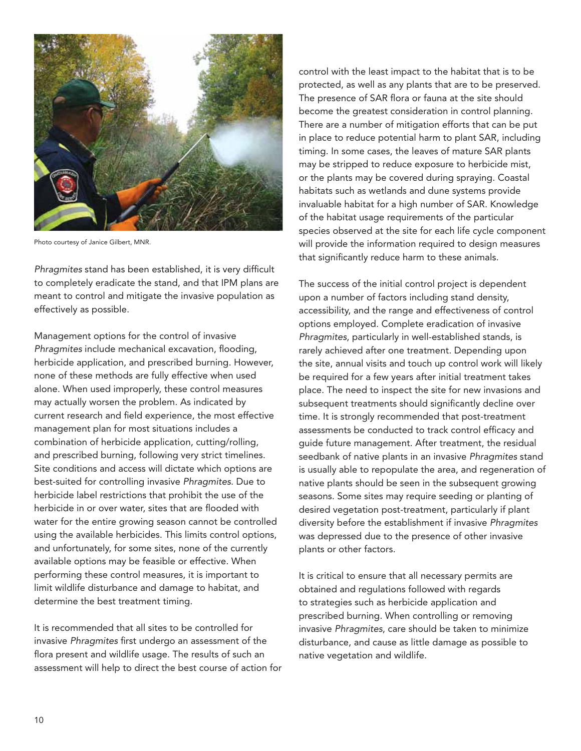Photo courtesy of Janice Gilbert, MNR.

*Phragmites* stand has been established, it is very difficult to completely eradicate the stand, and that IPM plans are meant to control and mitigate the invasive population as effectively as possible.

Management options for the control of invasive *Phragmites* include mechanical excavation, flooding, herbicide application, and prescribed burning. However, none of these methods are fully effective when used alone. When used improperly, these control measures may actually worsen the problem. As indicated by current research and field experience, the most effective management plan for most situations includes a combination of herbicide application, cutting/rolling, and prescribed burning, following very strict timelines. Site conditions and access will dictate which options are best-suited for controlling invasive *Phragmites*. Due to herbicide label restrictions that prohibit the use of the herbicide in or over water, sites that are flooded with water for the entire growing season cannot be controlled using the available herbicides. This limits control options, and unfortunately, for some sites, none of the currently available options may be feasible or effective. When performing these control measures, it is important to limit wildlife disturbance and damage to habitat, and determine the best treatment timing.

It is recommended that all sites to be controlled for invasive *Phragmites* first undergo an assessment of the flora present and wildlife usage. The results of such an assessment will help to direct the best course of action for control with the least impact to the habitat that is to be protected, as well as any plants that are to be preserved. The presence of SAR flora or fauna at the site should become the greatest consideration in control planning. There are a number of mitigation efforts that can be put in place to reduce potential harm to plant SAR, including timing. In some cases, the leaves of mature SAR plants may be stripped to reduce exposure to herbicide mist, or the plants may be covered during spraying. Coastal habitats such as wetlands and dune systems provide invaluable habitat for a high number of SAR. Knowledge of the habitat usage requirements of the particular species observed at the site for each life cycle component will provide the information required to design measures that significantly reduce harm to these animals.

The success of the initial control project is dependent upon a number of factors including stand density, accessibility, and the range and effectiveness of control options employed. Complete eradication of invasive *Phragmites*, particularly in well-established stands, is rarely achieved after one treatment. Depending upon the site, annual visits and touch up control work will likely be required for a few years after initial treatment takes place. The need to inspect the site for new invasions and subsequent treatments should significantly decline over time. It is strongly recommended that post-treatment assessments be conducted to track control efficacy and guide future management. After treatment, the residual seedbank of native plants in an invasive *Phragmites* stand is usually able to repopulate the area, and regeneration of native plants should be seen in the subsequent growing seasons. Some sites may require seeding or planting of desired vegetation post-treatment, particularly if plant diversity before the establishment if invasive *Phragmites* was depressed due to the presence of other invasive plants or other factors.

It is critical to ensure that all necessary permits are obtained and regulations followed with regards to strategies such as herbicide application and prescribed burning. When controlling or removing invasive *Phragmites*, care should be taken to minimize disturbance, and cause as little damage as possible to native vegetation and wildlife.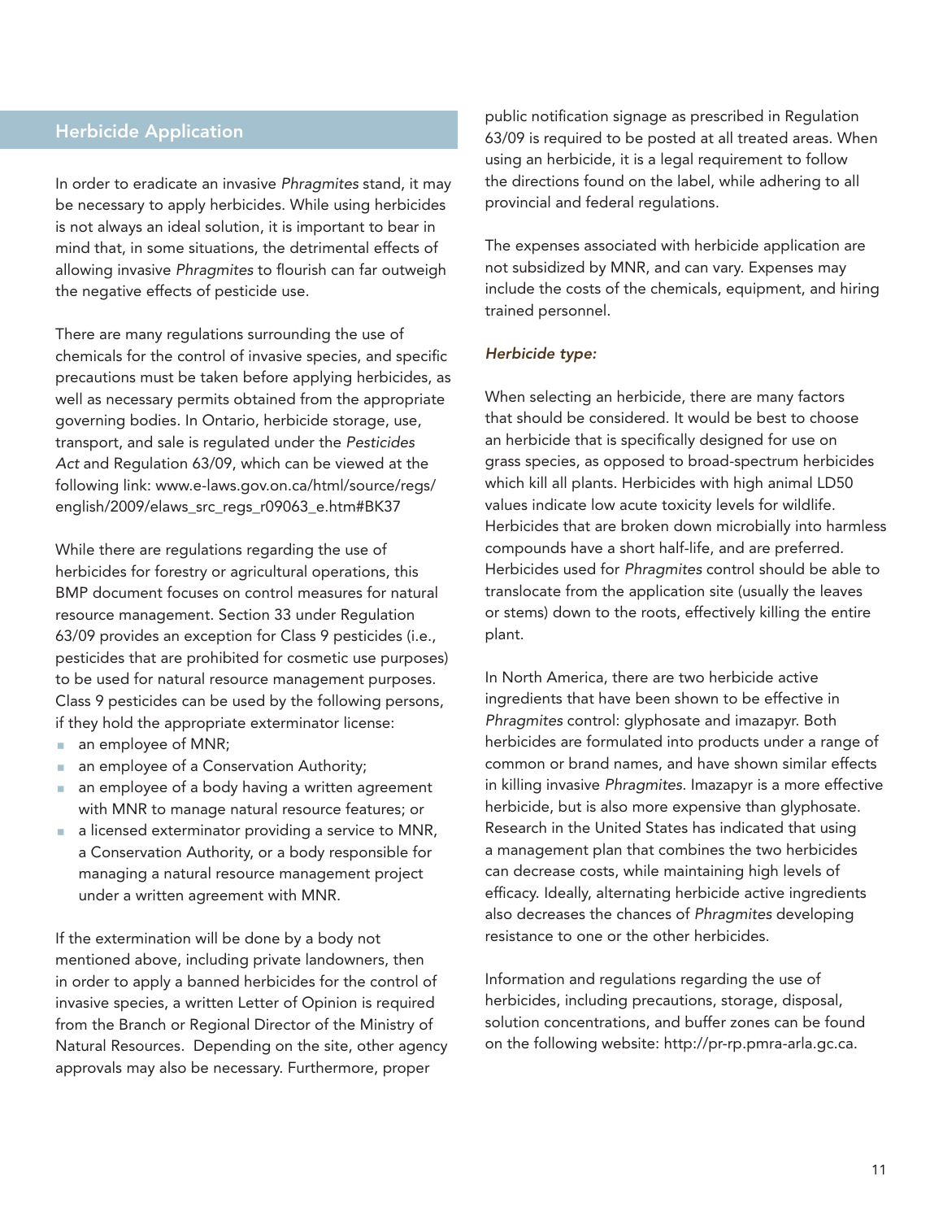## Herbicide Application

In order to eradicate an invasive *Phragmites* stand, it may be necessary to apply herbicides. While using herbicides is not always an ideal solution, it is important to bear in mind that, in some situations, the detrimental effects of allowing invasive *Phragmites* to flourish can far outweigh the negative effects of pesticide use.

There are many regulations surrounding the use of chemicals for the control of invasive species, and specific precautions must be taken before applying herbicides, as well as necessary permits obtained from the appropriate governing bodies. In Ontario, herbicide storage, use, transport, and sale is regulated under the *Pesticides Act* and Regulation 63/09, which can be viewed at the following link: www.e-laws.gov.on.ca/html/source/regs/english/2009/elaws_src_regs_r09063_e.htm#BK37

While there are regulations regarding the use of herbicides for forestry or agricultural operations, this BMP document focuses on control measures for natural resource management. Section 33 under Regulation 63/09 provides an exception for Class 9 pesticides (i.e., pesticides that are prohibited for cosmetic use purposes) to be used for natural resource management purposes. Class 9 pesticides can be used by the following persons, if they hold the appropriate exterminator license:

- an employee of MNR;
- an employee of a Conservation Authority;
- an employee of a body having a written agreement with MNR to manage natural resource features; or
- a licensed exterminator providing a service to MNR, a Conservation Authority, or a body responsible for managing a natural resource management project under a written agreement with MNR.

If the extermination will be done by a body not mentioned above, including private landowners, then in order to apply a banned herbicides for the control of invasive species, a written Letter of Opinion is required from the Branch or Regional Director of the Ministry of Natural Resources. Depending on the site, other agency approvals may also be necessary. Furthermore, proper public notification signage as prescribed in Regulation 63/09 is required to be posted at all treated areas. When using an herbicide, it is a legal requirement to follow the directions found on the label, while adhering to all provincial and federal regulations.

The expenses associated with herbicide application are not subsidized by MNR, and can vary. Expenses may include the costs of the chemicals, equipment, and hiring trained personnel.

### *Herbicide type:*

When selecting an herbicide, there are many factors that should be considered. It would be best to choose an herbicide that is specifically designed for use on grass species, as opposed to broad-spectrum herbicides which kill all plants. Herbicides with high animal LD50 values indicate low acute toxicity levels for wildlife. Herbicides that are broken down microbially into harmless compounds have a short half-life, and are preferred. Herbicides used for *Phragmites* control should be able to translocate from the application site (usually the leaves or stems) down to the roots, effectively killing the entire plant.

In North America, there are two herbicide active ingredients that have been shown to be effective in *Phragmites* control: glyphosate and imazapyr. Both herbicides are formulated into products under a range of common or brand names, and have shown similar effects in killing invasive *Phragmites*. Imazapyr is a more effective herbicide, but is also more expensive than glyphosate. Research in the United States has indicated that using a management plan that combines the two herbicides can decrease costs, while maintaining high levels of efficacy. Ideally, alternating herbicide active ingredients also decreases the chances of *Phragmites* developing resistance to one or the other herbicides.

Information and regulations regarding the use of herbicides, including precautions, storage, disposal, solution concentrations, and buffer zones can be found on the following website: http://pr-rp.pmra-arla.gc.ca.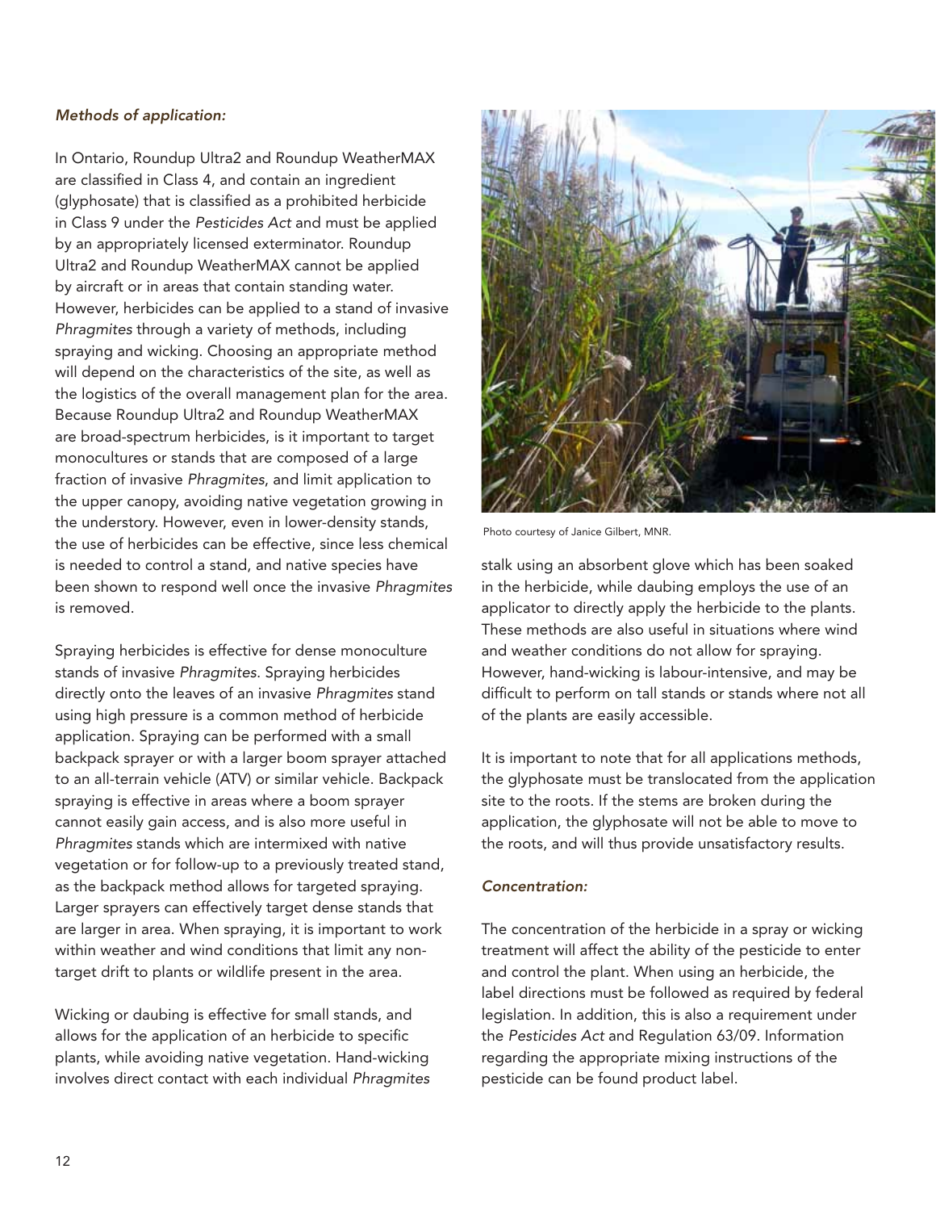*Methods of application:*

In Ontario, Roundup Ultra2 and Roundup WeatherMAX are classified in Class 4, and contain an ingredient (glyphosate) that is classified as a prohibited herbicide in Class 9 under the *Pesticides Act* and must be applied by an appropriately licensed exterminator. Roundup Ultra2 and Roundup WeatherMAX cannot be applied by aircraft or in areas that contain standing water. However, herbicides can be applied to a stand of invasive *Phragmites* through a variety of methods, including spraying and wicking. Choosing an appropriate method will depend on the characteristics of the site, as well as the logistics of the overall management plan for the area. Because Roundup Ultra2 and Roundup WeatherMAX are broad-spectrum herbicides, is it important to target monocultures or stands that are composed of a large fraction of invasive *Phragmites*, and limit application to the upper canopy, avoiding native vegetation growing in the understory. However, even in lower-density stands, the use of herbicides can be effective, since less chemical is needed to control a stand, and native species have been shown to respond well once the invasive *Phragmites* is removed.

Spraying herbicides is effective for dense monoculture stands of invasive *Phragmites*. Spraying herbicides directly onto the leaves of an invasive *Phragmites* stand using high pressure is a common method of herbicide application. Spraying can be performed with a small backpack sprayer or with a larger boom sprayer attached to an all-terrain vehicle (ATV) or similar vehicle. Backpack spraying is effective in areas where a boom sprayer cannot easily gain access, and is also more useful in *Phragmites* stands which are intermixed with native vegetation or for follow-up to a previously treated stand, as the backpack method allows for targeted spraying. Larger sprayers can effectively target dense stands that are larger in area. When spraying, it is important to work within weather and wind conditions that limit any non-target drift to plants or wildlife present in the area.

Wicking or daubing is effective for small stands, and allows for the application of an herbicide to specific plants, while avoiding native vegetation. Hand-wicking involves direct contact with each individual *Phragmites* stalk using an absorbent glove which has been soaked in the herbicide, while daubing employs the use of an applicator to directly apply the herbicide to the plants. These methods are also useful in situations where wind and weather conditions do not allow for spraying. However, hand-wicking is labour-intensive, and may be difficult to perform on tall stands or stands where not all of the plants are easily accessible.

Photo courtesy of Janice Gilbert, MNR.

It is important to note that for all applications methods, the glyphosate must be translocated from the application site to the roots. If the stems are broken during the application, the glyphosate will not be able to move to the roots, and will thus provide unsatisfactory results.

*Concentration:*

The concentration of the herbicide in a spray or wicking treatment will affect the ability of the pesticide to enter and control the plant. When using an herbicide, the label directions must be followed as required by federal legislation. In addition, this is also a requirement under the *Pesticides Act* and Regulation 63/09. Information regarding the appropriate mixing instructions of the pesticide can be found product label.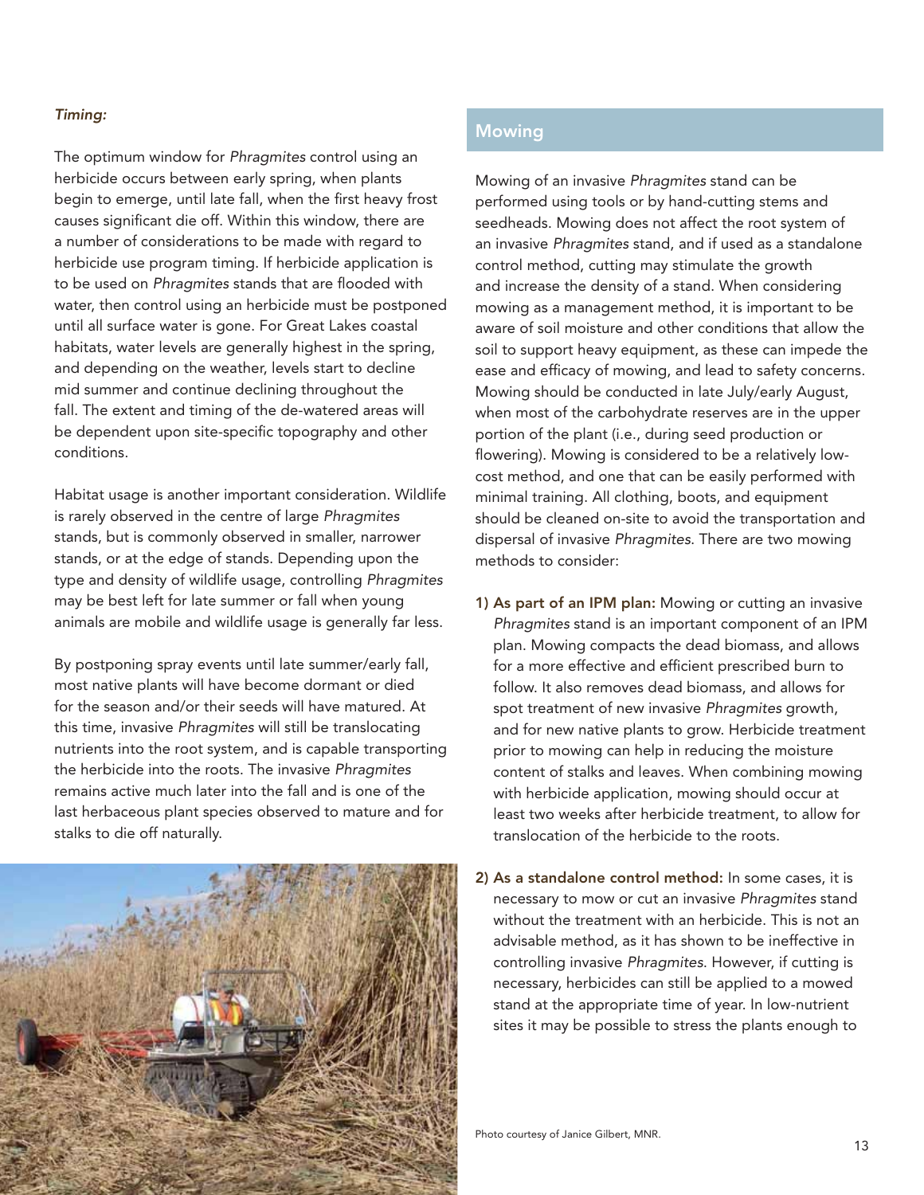*Timing:*

The optimum window for *Phragmites* control using an herbicide occurs between early spring, when plants begin to emerge, until late fall, when the first heavy frost causes significant die off. Within this window, there are a number of considerations to be made with regard to herbicide use program timing. If herbicide application is to be used on *Phragmites* stands that are flooded with water, then control using an herbicide must be postponed until all surface water is gone. For Great Lakes coastal habitats, water levels are generally highest in the spring, and depending on the weather, levels start to decline mid summer and continue declining throughout the fall. The extent and timing of the de-watered areas will be dependent upon site-specific topography and other conditions.

Habitat usage is another important consideration. Wildlife is rarely observed in the centre of large *Phragmites* stands, but is commonly observed in smaller, narrower stands, or at the edge of stands. Depending upon the type and density of wildlife usage, controlling *Phragmites* may be best left for late summer or fall when young animals are mobile and wildlife usage is generally far less.

By postponing spray events until late summer/early fall, most native plants will have become dormant or died for the season and/or their seeds will have matured. At this time, invasive *Phragmites* will still be translocating nutrients into the root system, and is capable transporting the herbicide into the roots. The invasive *Phragmites* remains active much later into the fall and is one of the last herbaceous plant species observed to mature and for stalks to die off naturally.

## Mowing

Mowing of an invasive *Phragmites* stand can be performed using tools or by hand-cutting stems and seedheads. Mowing does not affect the root system of an invasive *Phragmites* stand, and if used as a standalone control method, cutting may stimulate the growth and increase the density of a stand. When considering mowing as a management method, it is important to be aware of soil moisture and other conditions that allow the soil to support heavy equipment, as these can impede the ease and efficacy of mowing, and lead to safety concerns. Mowing should be conducted in late July/early August, when most of the carbohydrate reserves are in the upper portion of the plant (i.e., during seed production or flowering). Mowing is considered to be a relatively low-cost method, and one that can be easily performed with minimal training. All clothing, boots, and equipment should be cleaned on-site to avoid the transportation and dispersal of invasive *Phragmites*. There are two mowing methods to consider:

1) **As part of an IPM plan:** Mowing or cutting an invasive *Phragmites* stand is an important component of an IPM plan. Mowing compacts the dead biomass, and allows for a more effective and efficient prescribed burn to follow. It also removes dead biomass, and allows for spot treatment of new invasive *Phragmites* growth, and for new native plants to grow. Herbicide treatment prior to mowing can help in reducing the moisture content of stalks and leaves. When combining mowing with herbicide application, mowing should occur at least two weeks after herbicide treatment, to allow for translocation of the herbicide to the roots.

2) **As a standalone control method:** In some cases, it is necessary to mow or cut an invasive *Phragmites* stand without the treatment with an herbicide. This is not an advisable method, as it has shown to be ineffective in controlling invasive *Phragmites*. However, if cutting is necessary, herbicides can still be applied to a mowed stand at the appropriate time of year. In low-nutrient sites it may be possible to stress the plants enough to

Photo courtesy of Janice Gilbert, MNR.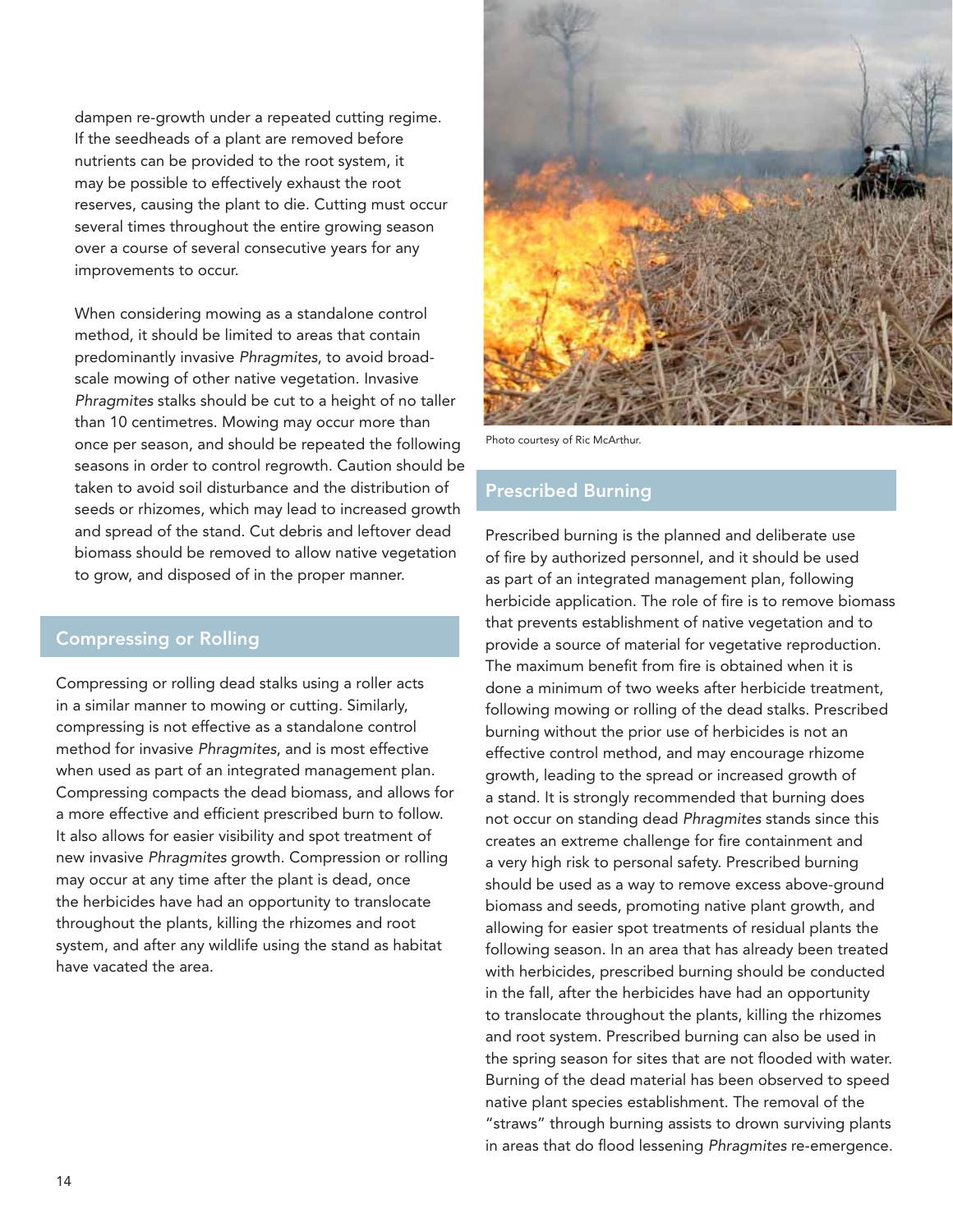dampen re-growth under a repeated cutting regime. If the seedheads of a plant are removed before nutrients can be provided to the root system, it may be possible to effectively exhaust the root reserves, causing the plant to die. Cutting must occur several times throughout the entire growing season over a course of several consecutive years for any improvements to occur.

When considering mowing as a standalone control method, it should be limited to areas that contain predominantly invasive *Phragmites*, to avoid broad-scale mowing of other native vegetation. Invasive *Phragmites* stalks should be cut to a height of no taller than 10 centimetres. Mowing may occur more than once per season, and should be repeated the following seasons in order to control regrowth. Caution should be taken to avoid soil disturbance and the distribution of seeds or rhizomes, which may lead to increased growth and spread of the stand. Cut debris and leftover dead biomass should be removed to allow native vegetation to grow, and disposed of in the proper manner.

## Compressing or Rolling

Compressing or rolling dead stalks using a roller acts in a similar manner to mowing or cutting. Similarly, compressing is not effective as a standalone control method for invasive *Phragmites*, and is most effective when used as part of an integrated management plan. Compressing compacts the dead biomass, and allows for a more effective and efficient prescribed burn to follow. It also allows for easier visibility and spot treatment of new invasive *Phragmites* growth. Compression or rolling may occur at any time after the plant is dead, once the herbicides have had an opportunity to translocate throughout the plants, killing the rhizomes and root system, and after any wildlife using the stand as habitat have vacated the area.

Photo courtesy of Ric McArthur.

## Prescribed Burning

Prescribed burning is the planned and deliberate use of fire by authorized personnel, and it should be used as part of an integrated management plan, following herbicide application. The role of fire is to remove biomass that prevents establishment of native vegetation and to provide a source of material for vegetative reproduction. The maximum benefit from fire is obtained when it is done a minimum of two weeks after herbicide treatment, following mowing or rolling of the dead stalks. Prescribed burning without the prior use of herbicides is not an effective control method, and may encourage rhizome growth, leading to the spread or increased growth of a stand. It is strongly recommended that burning does not occur on standing dead *Phragmites* stands since this creates an extreme challenge for fire containment and a very high risk to personal safety. Prescribed burning should be used as a way to remove excess above-ground biomass and seeds, promoting native plant growth, and allowing for easier spot treatments of residual plants the following season. In an area that has already been treated with herbicides, prescribed burning should be conducted in the fall, after the herbicides have had an opportunity to translocate throughout the plants, killing the rhizomes and root system. Prescribed burning can also be used in the spring season for sites that are not flooded with water. Burning of the dead material has been observed to speed native plant species establishment. The removal of the "straws" through burning assists to drown surviving plants in areas that do flood lessening *Phragmites* re-emergence.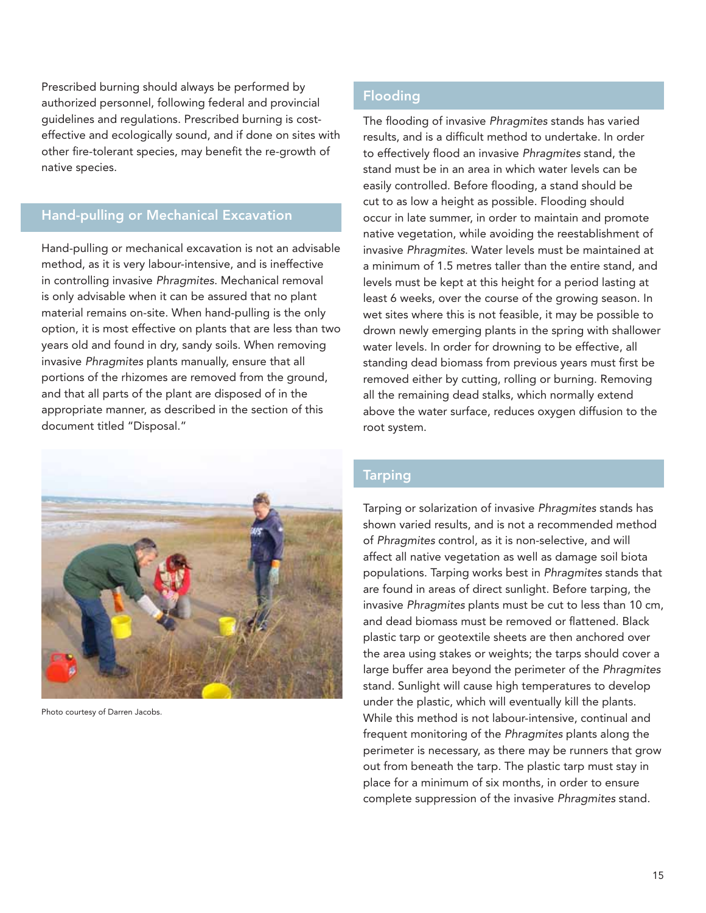Prescribed burning should always be performed by authorized personnel, following federal and provincial guidelines and regulations. Prescribed burning is cost-effective and ecologically sound, and if done on sites with other fire-tolerant species, may benefit the re-growth of native species.

## Hand-pulling or Mechanical Excavation

Hand-pulling or mechanical excavation is not an advisable method, as it is very labour-intensive, and is ineffective in controlling invasive *Phragmites*. Mechanical removal is only advisable when it can be assured that no plant material remains on-site. When hand-pulling is the only option, it is most effective on plants that are less than two years old and found in dry, sandy soils. When removing invasive *Phragmites* plants manually, ensure that all portions of the rhizomes are removed from the ground, and that all parts of the plant are disposed of in the appropriate manner, as described in the section of this document titled "Disposal."

Photo courtesy of Darren Jacobs.

## Flooding

The flooding of invasive *Phragmites* stands has varied results, and is a difficult method to undertake. In order to effectively flood an invasive *Phragmites* stand, the stand must be in an area in which water levels can be easily controlled. Before flooding, a stand should be cut to as low a height as possible. Flooding should occur in late summer, in order to maintain and promote native vegetation, while avoiding the reestablishment of invasive *Phragmites*. Water levels must be maintained at a minimum of 1.5 metres taller than the entire stand, and levels must be kept at this height for a period lasting at least 6 weeks, over the course of the growing season. In wet sites where this is not feasible, it may be possible to drown newly emerging plants in the spring with shallower water levels. In order for drowning to be effective, all standing dead biomass from previous years must first be removed either by cutting, rolling or burning. Removing all the remaining dead stalks, which normally extend above the water surface, reduces oxygen diffusion to the root system.

## Tarping

Tarping or solarization of invasive *Phragmites* stands has shown varied results, and is not a recommended method of *Phragmites* control, as it is non-selective, and will affect all native vegetation as well as damage soil biota populations. Tarping works best in *Phragmites* stands that are found in areas of direct sunlight. Before tarping, the invasive *Phragmites* plants must be cut to less than 10 cm, and dead biomass must be removed or flattened. Black plastic tarp or geotextile sheets are then anchored over the area using stakes or weights; the tarps should cover a large buffer area beyond the perimeter of the *Phragmites* stand. Sunlight will cause high temperatures to develop under the plastic, which will eventually kill the plants. While this method is not labour-intensive, continual and frequent monitoring of the *Phragmites* plants along the perimeter is necessary, as there may be runners that grow out from beneath the tarp. The plastic tarp must stay in place for a minimum of six months, in order to ensure complete suppression of the invasive *Phragmites* stand.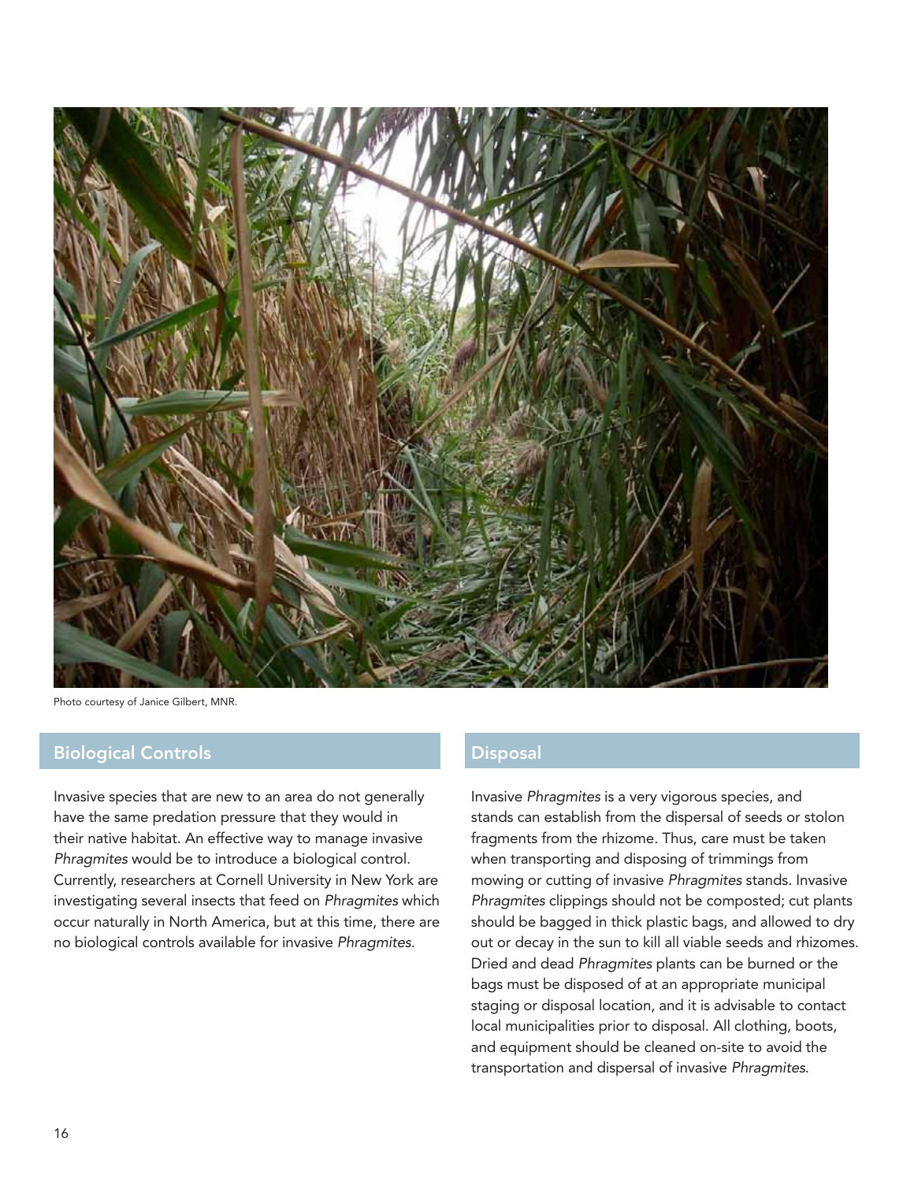Photo courtesy of Janice Gilbert, MNR.

## Biological Controls

Invasive species that are new to an area do not generally have the same predation pressure that they would in their native habitat. An effective way to manage invasive *Phragmites* would be to introduce a biological control. Currently, researchers at Cornell University in New York are investigating several insects that feed on *Phragmites* which occur naturally in North America, but at this time, there are no biological controls available for invasive *Phragmites*.

## Disposal

Invasive *Phragmites* is a very vigorous species, and stands can establish from the dispersal of seeds or stolon fragments from the rhizome. Thus, care must be taken when transporting and disposing of trimmings from mowing or cutting of invasive *Phragmites* stands. Invasive *Phragmites* clippings should not be composted; cut plants should be bagged in thick plastic bags, and allowed to dry out or decay in the sun to kill all viable seeds and rhizomes. Dried and dead *Phragmites* plants can be burned or the bags must be disposed of at an appropriate municipal staging or disposal location, and it is advisable to contact local municipalities prior to disposal. All clothing, boots, and equipment should be cleaned on-site to avoid the transportation and dispersal of invasive *Phragmites*.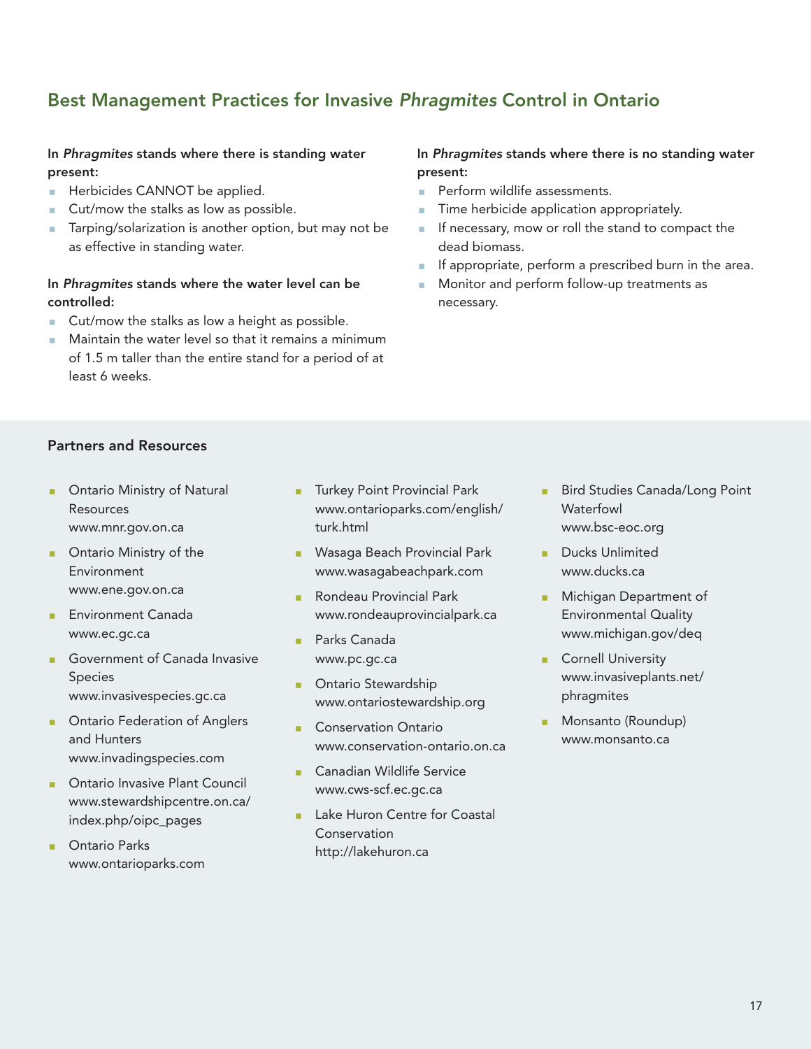## Best Management Practices for Invasive *Phragmites* Control in Ontario

**In *Phragmites* stands where there is standing water present:**

- Herbicides CANNOT be applied.
- Cut/mow the stalks as low as possible.
- Tarping/solarization is another option, but may not be as effective in standing water.

**In *Phragmites* stands where the water level can be controlled:**

- Cut/mow the stalks as low a height as possible.
- Maintain the water level so that it remains a minimum of 1.5 m taller than the entire stand for a period of at least 6 weeks.

**In *Phragmites* stands where there is no standing water present:**

- Perform wildlife assessments.
- Time herbicide application appropriately.
- If necessary, mow or roll the stand to compact the dead biomass.
- If appropriate, perform a prescribed burn in the area.
- Monitor and perform follow-up treatments as necessary.

### Partners and Resources

- Ontario Ministry of Natural Resources
  www.mnr.gov.on.ca
- Ontario Ministry of the Environment
  www.ene.gov.on.ca
- Environment Canada
  www.ec.gc.ca
- Government of Canada Invasive Species
  www.invasivespecies.gc.ca
- Ontario Federation of Anglers and Hunters
  www.invadingspecies.com
- Ontario Invasive Plant Council
  www.stewardshipcentre.on.ca/index.php/oipc_pages
- Ontario Parks
  www.ontarioparks.com
- Turkey Point Provincial Park
  www.ontarioparks.com/english/turk.html
- Wasaga Beach Provincial Park
  www.wasagabeachpark.com
- Rondeau Provincial Park
  www.rondeauprovincialpark.ca
- Parks Canada
  www.pc.gc.ca
- Ontario Stewardship
  www.ontariostewardship.org
- Conservation Ontario
  www.conservation-ontario.on.ca
- Canadian Wildlife Service
  www.cws-scf.ec.gc.ca
- Lake Huron Centre for Coastal Conservation
  http://lakehuron.ca
- Bird Studies Canada/Long Point Waterfowl
  www.bsc-eoc.org
- Ducks Unlimited
  www.ducks.ca
- Michigan Department of Environmental Quality
  www.michigan.gov/deq
- Cornell University
  www.invasiveplants.net/phragmites
- Monsanto (Roundup)
  www.monsanto.ca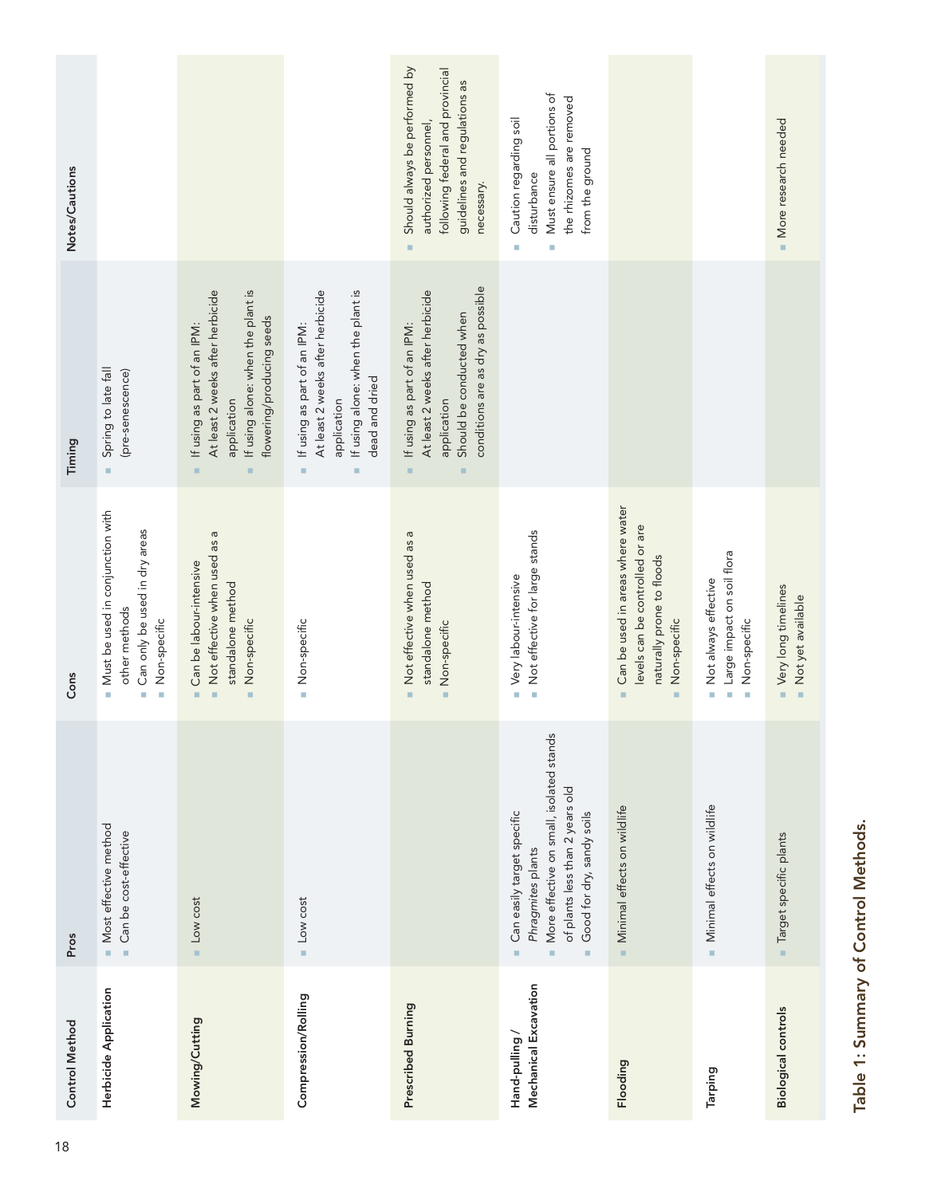| Control Method | Pros | Cons | Timing | Notes/Cautions |
|---|---|---|---|---|
| **Herbicide Application** | Most effective method<br>Can be cost-effective | Must be used in conjunction with other methods<br>Can only be used in dry areas<br>Non-specific | Spring to late fall (pre-senescence) | |
| **Mowing/Cutting** | Low cost | Can be labour-intensive<br>Not effective when used as a standalone method<br>Non-specific | If using as part of an IPM: At least 2 weeks after herbicide application<br>If using alone: when the plant is flowering/producing seeds | |
| **Compression/Rolling** | Low cost | Non-specific | If using as part of an IPM: At least 2 weeks after herbicide application<br>If using alone: when the plant is dead and dried | |
| **Prescribed Burning** | | Not effective when used as a standalone method<br>Non-specific | If using as part of an IPM: At least 2 weeks after herbicide application<br>Should be conducted when conditions are as dry as possible | Should always be performed by authorized personnel, following federal and provincial guidelines and regulations as necessary. |
| **Hand-pulling / Mechanical Excavation** | Can easily target specific *Phragmites* plants<br>More effective on small, isolated stands of plants less than 2 years old<br>Good for dry, sandy soils | Very labour-intensive<br>Not effective for large stands | | Caution regarding soil disturbance<br>Must ensure all portions of the rhizomes are removed from the ground |
| **Flooding** | Minimal effects on wildlife | Can be used in areas where water levels can be controlled or are naturally prone to floods<br>Non-specific | | |
| **Tarping** | Minimal effects on wildlife | Not always effective<br>Large impact on soil flora<br>Non-specific | | |
| **Biological controls** | Target specific plants | Very long timelines<br>Not yet available | | More research needed |

**Table 1: Summary of Control Methods.**